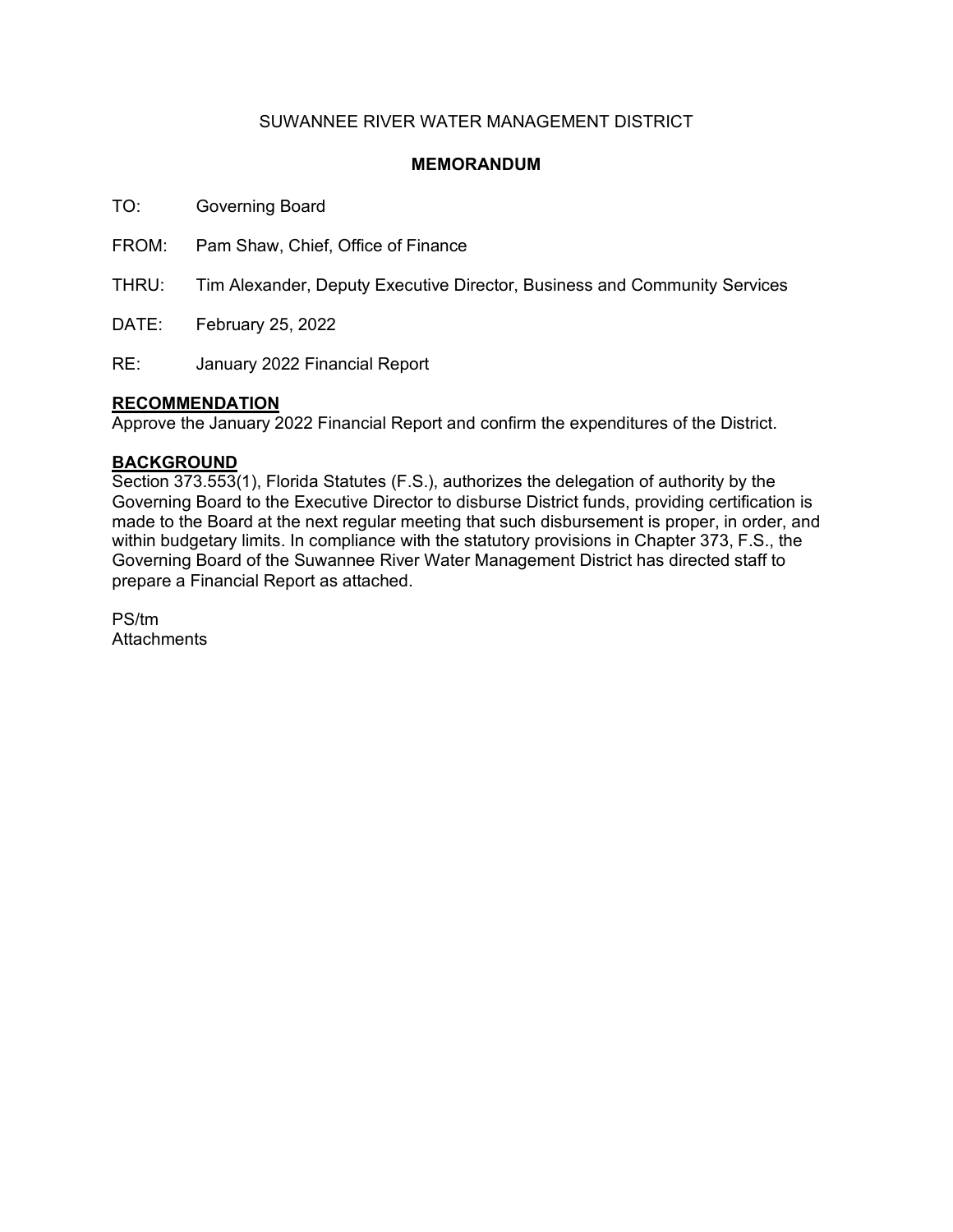SUWANNEE RIVER WATER MANAGEMENT DISTRICT

# MEMORANDUM

TO: Governing Board

FROM: Pam Shaw, Chief, Office of Finance

THRU: Tim Alexander, Deputy Executive Director, Business and Community Services

DATE: February 25, 2022

RE: January 2022 Financial Report

## RECOMMENDATION

Approve the January 2022 Financial Report and confirm the expenditures of the District.

## BACKGROUND

Section 373.553(1), Florida Statutes (F.S.), authorizes the delegation of authority by the Governing Board to the Executive Director to disburse District funds, providing certification is made to the Board at the next regular meeting that such disbursement is proper, in order, and within budgetary limits. In compliance with the statutory provisions in Chapter 373, F.S., the Governing Board of the Suwannee River Water Management District has directed staff to prepare a Financial Report as attached.

PS/tm
Attachments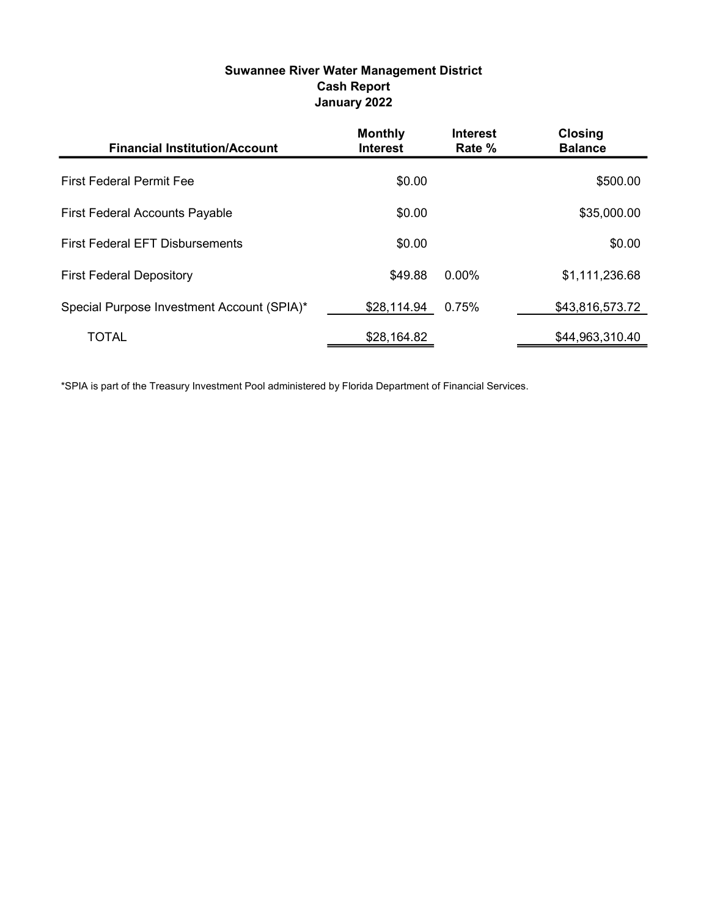**Suwannee River Water Management District**
**Cash Report**
**January 2022**

| Financial Institution/Account | Monthly Interest | Interest Rate % | Closing Balance |
|---|---|---|---|
| First Federal Permit Fee | $0.00 | | $500.00 |
| First Federal Accounts Payable | $0.00 | | $35,000.00 |
| First Federal EFT Disbursements | $0.00 | | $0.00 |
| First Federal Depository | $49.88 | 0.00% | $1,111,236.68 |
| Special Purpose Investment Account (SPIA)* | $28,114.94 | 0.75% | $43,816,573.72 |
| TOTAL | $28,164.82 | | $44,963,310.40 |

*SPIA is part of the Treasury Investment Pool administered by Florida Department of Financial Services.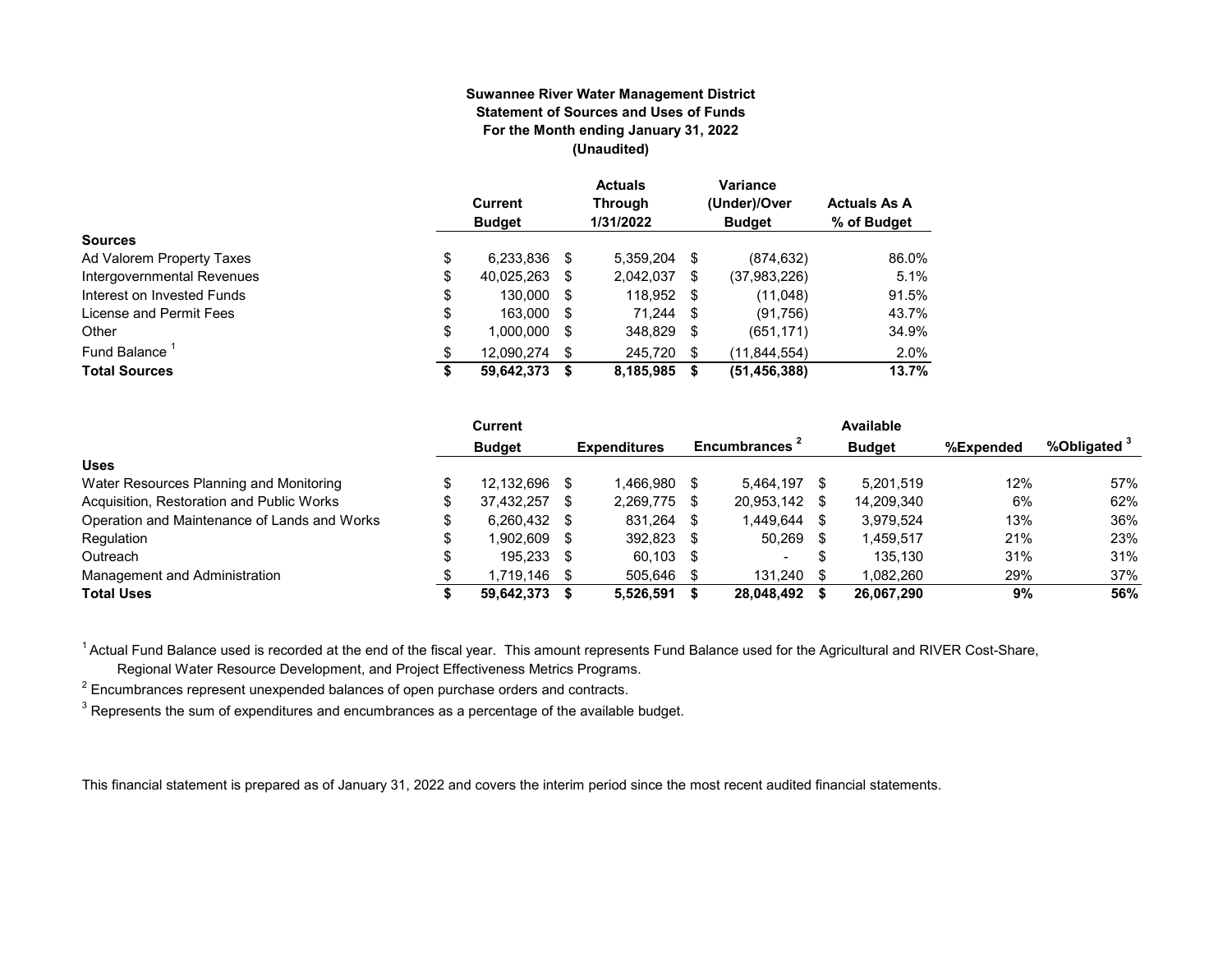**Suwannee River Water Management District**
**Statement of Sources and Uses of Funds**
**For the Month ending January 31, 2022**
**(Unaudited)**

| | Current Budget | Actuals Through 1/31/2022 | Variance (Under)/Over Budget | Actuals As A % of Budget |
|---|---|---|---|---|
| **Sources** | | | | |
| Ad Valorem Property Taxes | $ 6,233,836 | $ 5,359,204 | $ (874,632) | 86.0% |
| Intergovernmental Revenues | $ 40,025,263 | $ 2,042,037 | $ (37,983,226) | 5.1% |
| Interest on Invested Funds | $ 130,000 | $ 118,952 | $ (11,048) | 91.5% |
| License and Permit Fees | $ 163,000 | $ 71,244 | $ (91,756) | 43.7% |
| Other | $ 1,000,000 | $ 348,829 | $ (651,171) | 34.9% |
| Fund Balance [1] | $ 12,090,274 | $ 245,720 | $ (11,844,554) | 2.0% |
| **Total Sources** | **$ 59,642,373** | **$ 8,185,985** | **$ (51,456,388)** | **13.7%** |

| | Current Budget | Expenditures | Encumbrances [2] | Available Budget | %Expended | %Obligated [3] |
|---|---|---|---|---|---|---|
| **Uses** | | | | | | |
| Water Resources Planning and Monitoring | $ 12,132,696 | $ 1,466,980 | $ 5,464,197 | $ 5,201,519 | 12% | 57% |
| Acquisition, Restoration and Public Works | $ 37,432,257 | $ 2,269,775 | $ 20,953,142 | $ 14,209,340 | 6% | 62% |
| Operation and Maintenance of Lands and Works | $ 6,260,432 | $ 831,264 | $ 1,449,644 | $ 3,979,524 | 13% | 36% |
| Regulation | $ 1,902,609 | $ 392,823 | $ 50,269 | $ 1,459,517 | 21% | 23% |
| Outreach | $ 195,233 | $ 60,103 | $ - | $ 135,130 | 31% | 31% |
| Management and Administration | $ 1,719,146 | $ 505,646 | $ 131,240 | $ 1,082,260 | 29% | 37% |
| **Total Uses** | **$ 59,642,373** | **$ 5,526,591** | **$ 28,048,492** | **$ 26,067,290** | **9%** | **56%** |

[1] Actual Fund Balance used is recorded at the end of the fiscal year. This amount represents Fund Balance used for the Agricultural and RIVER Cost-Share, Regional Water Resource Development, and Project Effectiveness Metrics Programs.

[2] Encumbrances represent unexpended balances of open purchase orders and contracts.

[3] Represents the sum of expenditures and encumbrances as a percentage of the available budget.

This financial statement is prepared as of January 31, 2022 and covers the interim period since the most recent audited financial statements.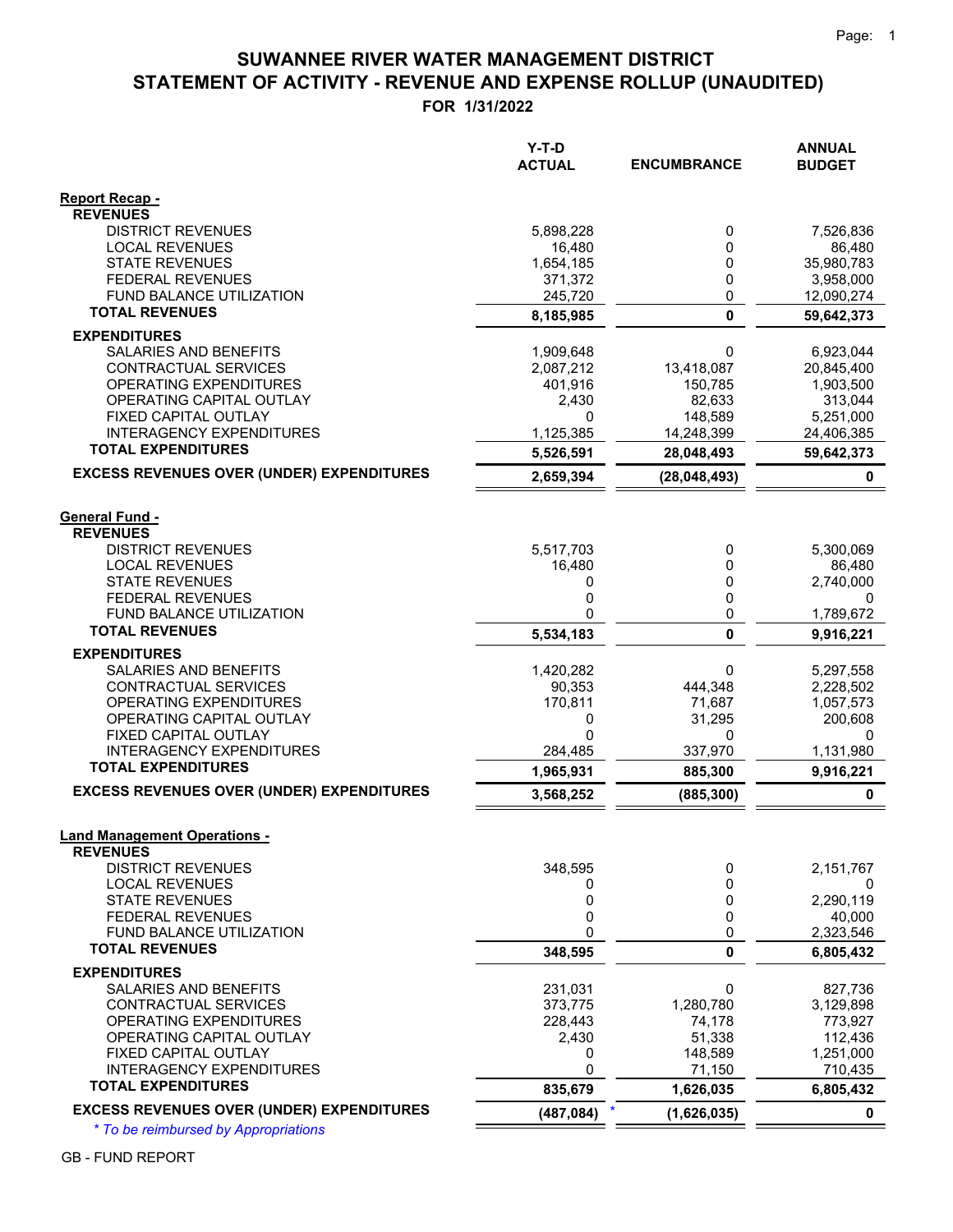# SUWANNEE RIVER WATER MANAGEMENT DISTRICT
## STATEMENT OF ACTIVITY - REVENUE AND EXPENSE ROLLUP (UNAUDITED)
### FOR 1/31/2022

| | Y-T-D ACTUAL | ENCUMBRANCE | ANNUAL BUDGET |
|---|---|---|---|
| **Report Recap -** | | | |
| **REVENUES** | | | |
| DISTRICT REVENUES | 5,898,228 | 0 | 7,526,836 |
| LOCAL REVENUES | 16,480 | 0 | 86,480 |
| STATE REVENUES | 1,654,185 | 0 | 35,980,783 |
| FEDERAL REVENUES | 371,372 | 0 | 3,958,000 |
| FUND BALANCE UTILIZATION | 245,720 | 0 | 12,090,274 |
| **TOTAL REVENUES** | **8,185,985** | **0** | **59,642,373** |
| **EXPENDITURES** | | | |
| SALARIES AND BENEFITS | 1,909,648 | 0 | 6,923,044 |
| CONTRACTUAL SERVICES | 2,087,212 | 13,418,087 | 20,845,400 |
| OPERATING EXPENDITURES | 401,916 | 150,785 | 1,903,500 |
| OPERATING CAPITAL OUTLAY | 2,430 | 82,633 | 313,044 |
| FIXED CAPITAL OUTLAY | 0 | 148,589 | 5,251,000 |
| INTERAGENCY EXPENDITURES | 1,125,385 | 14,248,399 | 24,406,385 |
| **TOTAL EXPENDITURES** | **5,526,591** | **28,048,493** | **59,642,373** |
| **EXCESS REVENUES OVER (UNDER) EXPENDITURES** | **2,659,394** | **(28,048,493)** | **0** |
| **General Fund -** | | | |
| **REVENUES** | | | |
| DISTRICT REVENUES | 5,517,703 | 0 | 5,300,069 |
| LOCAL REVENUES | 16,480 | 0 | 86,480 |
| STATE REVENUES | 0 | 0 | 2,740,000 |
| FEDERAL REVENUES | 0 | 0 | 0 |
| FUND BALANCE UTILIZATION | 0 | 0 | 1,789,672 |
| **TOTAL REVENUES** | **5,534,183** | **0** | **9,916,221** |
| **EXPENDITURES** | | | |
| SALARIES AND BENEFITS | 1,420,282 | 0 | 5,297,558 |
| CONTRACTUAL SERVICES | 90,353 | 444,348 | 2,228,502 |
| OPERATING EXPENDITURES | 170,811 | 71,687 | 1,057,573 |
| OPERATING CAPITAL OUTLAY | 0 | 31,295 | 200,608 |
| FIXED CAPITAL OUTLAY | 0 | 0 | 0 |
| INTERAGENCY EXPENDITURES | 284,485 | 337,970 | 1,131,980 |
| **TOTAL EXPENDITURES** | **1,965,931** | **885,300** | **9,916,221** |
| **EXCESS REVENUES OVER (UNDER) EXPENDITURES** | **3,568,252** | **(885,300)** | **0** |
| **Land Management Operations -** | | | |
| **REVENUES** | | | |
| DISTRICT REVENUES | 348,595 | 0 | 2,151,767 |
| LOCAL REVENUES | 0 | 0 | 0 |
| STATE REVENUES | 0 | 0 | 2,290,119 |
| FEDERAL REVENUES | 0 | 0 | 40,000 |
| FUND BALANCE UTILIZATION | 0 | 0 | 2,323,546 |
| **TOTAL REVENUES** | **348,595** | **0** | **6,805,432** |
| **EXPENDITURES** | | | |
| SALARIES AND BENEFITS | 231,031 | 0 | 827,736 |
| CONTRACTUAL SERVICES | 373,775 | 1,280,780 | 3,129,898 |
| OPERATING EXPENDITURES | 228,443 | 74,178 | 773,927 |
| OPERATING CAPITAL OUTLAY | 2,430 | 51,338 | 112,436 |
| FIXED CAPITAL OUTLAY | 0 | 148,589 | 1,251,000 |
| INTERAGENCY EXPENDITURES | 0 | 71,150 | 710,435 |
| **TOTAL EXPENDITURES** | **835,679** | **1,626,035** | **6,805,432** |
| **EXCESS REVENUES OVER (UNDER) EXPENDITURES** | **(487,084)** * | **(1,626,035)** | **0** |

*\* To be reimbursed by Appropriations*

GB - FUND REPORT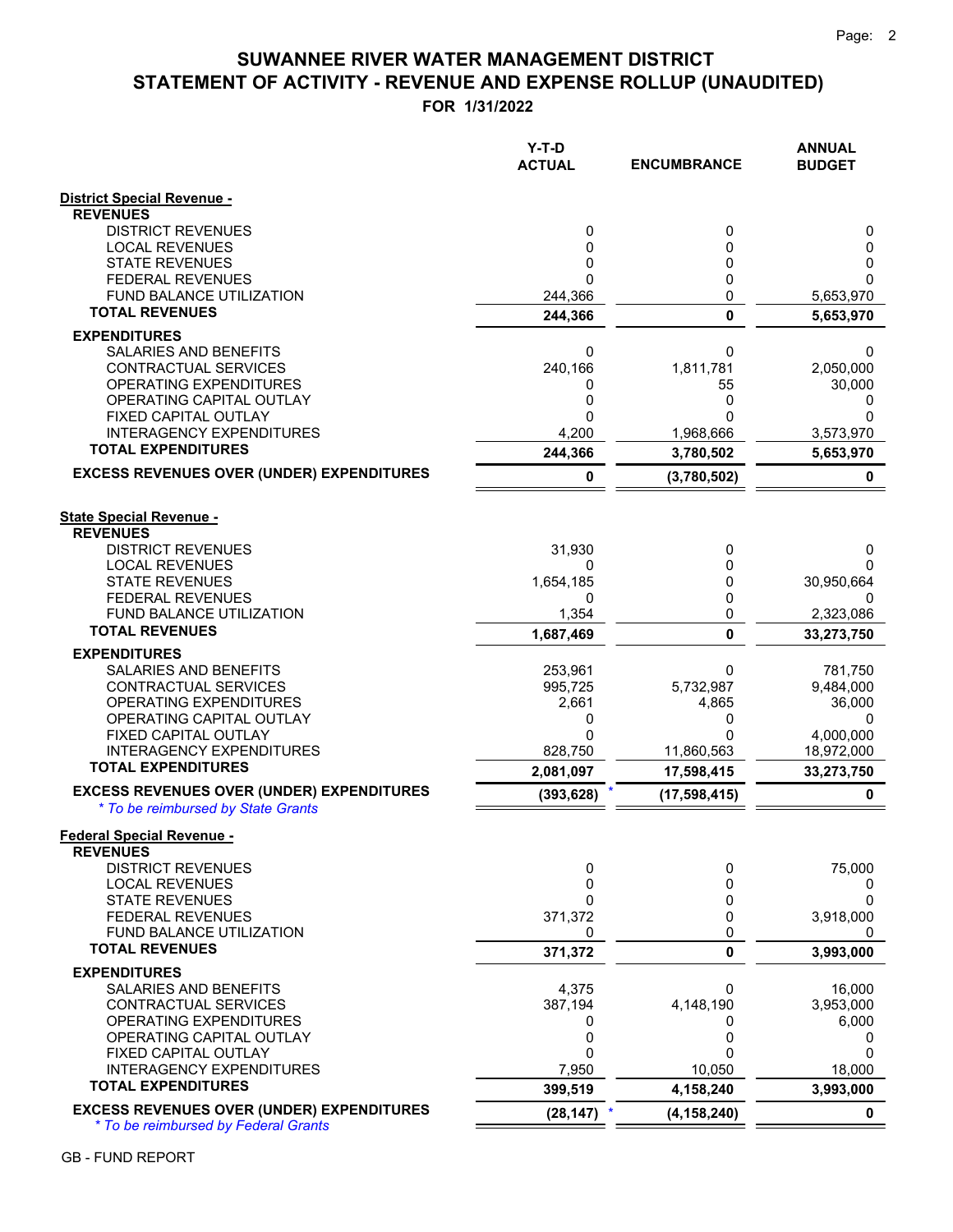# SUWANNEE RIVER WATER MANAGEMENT DISTRICT
## STATEMENT OF ACTIVITY - REVENUE AND EXPENSE ROLLUP (UNAUDITED)
### FOR 1/31/2022

| | Y-T-D ACTUAL | ENCUMBRANCE | ANNUAL BUDGET |
|---|---|---|---|
| **District Special Revenue -** | | | |
| **REVENUES** | | | |
| DISTRICT REVENUES | 0 | 0 | 0 |
| LOCAL REVENUES | 0 | 0 | 0 |
| STATE REVENUES | 0 | 0 | 0 |
| FEDERAL REVENUES | 0 | 0 | 0 |
| FUND BALANCE UTILIZATION | 244,366 | 0 | 5,653,970 |
| **TOTAL REVENUES** | **244,366** | **0** | **5,653,970** |
| **EXPENDITURES** | | | |
| SALARIES AND BENEFITS | 0 | 0 | 0 |
| CONTRACTUAL SERVICES | 240,166 | 1,811,781 | 2,050,000 |
| OPERATING EXPENDITURES | 0 | 55 | 30,000 |
| OPERATING CAPITAL OUTLAY | 0 | 0 | 0 |
| FIXED CAPITAL OUTLAY | 0 | 0 | 0 |
| INTERAGENCY EXPENDITURES | 4,200 | 1,968,666 | 3,573,970 |
| **TOTAL EXPENDITURES** | **244,366** | **3,780,502** | **5,653,970** |
| **EXCESS REVENUES OVER (UNDER) EXPENDITURES** | **0** | **(3,780,502)** | **0** |
| **State Special Revenue -** | | | |
| **REVENUES** | | | |
| DISTRICT REVENUES | 31,930 | 0 | 0 |
| LOCAL REVENUES | 0 | 0 | 0 |
| STATE REVENUES | 1,654,185 | 0 | 30,950,664 |
| FEDERAL REVENUES | 0 | 0 | 0 |
| FUND BALANCE UTILIZATION | 1,354 | 0 | 2,323,086 |
| **TOTAL REVENUES** | **1,687,469** | **0** | **33,273,750** |
| **EXPENDITURES** | | | |
| SALARIES AND BENEFITS | 253,961 | 0 | 781,750 |
| CONTRACTUAL SERVICES | 995,725 | 5,732,987 | 9,484,000 |
| OPERATING EXPENDITURES | 2,661 | 4,865 | 36,000 |
| OPERATING CAPITAL OUTLAY | 0 | 0 | 0 |
| FIXED CAPITAL OUTLAY | 0 | 0 | 4,000,000 |
| INTERAGENCY EXPENDITURES | 828,750 | 11,860,563 | 18,972,000 |
| **TOTAL EXPENDITURES** | **2,081,097** | **17,598,415** | **33,273,750** |
| **EXCESS REVENUES OVER (UNDER) EXPENDITURES** | **(393,628)** * | **(17,598,415)** | **0** |
| *\* To be reimbursed by State Grants* | | | |
| **Federal Special Revenue -** | | | |
| **REVENUES** | | | |
| DISTRICT REVENUES | 0 | 0 | 75,000 |
| LOCAL REVENUES | 0 | 0 | 0 |
| STATE REVENUES | 0 | 0 | 0 |
| FEDERAL REVENUES | 371,372 | 0 | 3,918,000 |
| FUND BALANCE UTILIZATION | 0 | 0 | 0 |
| **TOTAL REVENUES** | **371,372** | **0** | **3,993,000** |
| **EXPENDITURES** | | | |
| SALARIES AND BENEFITS | 4,375 | 0 | 16,000 |
| CONTRACTUAL SERVICES | 387,194 | 4,148,190 | 3,953,000 |
| OPERATING EXPENDITURES | 0 | 0 | 6,000 |
| OPERATING CAPITAL OUTLAY | 0 | 0 | 0 |
| FIXED CAPITAL OUTLAY | 0 | 0 | 0 |
| INTERAGENCY EXPENDITURES | 7,950 | 10,050 | 18,000 |
| **TOTAL EXPENDITURES** | **399,519** | **4,158,240** | **3,993,000** |
| **EXCESS REVENUES OVER (UNDER) EXPENDITURES** | **(28,147)** * | **(4,158,240)** | **0** |
| *\* To be reimbursed by Federal Grants* | | | |

GB - FUND REPORT